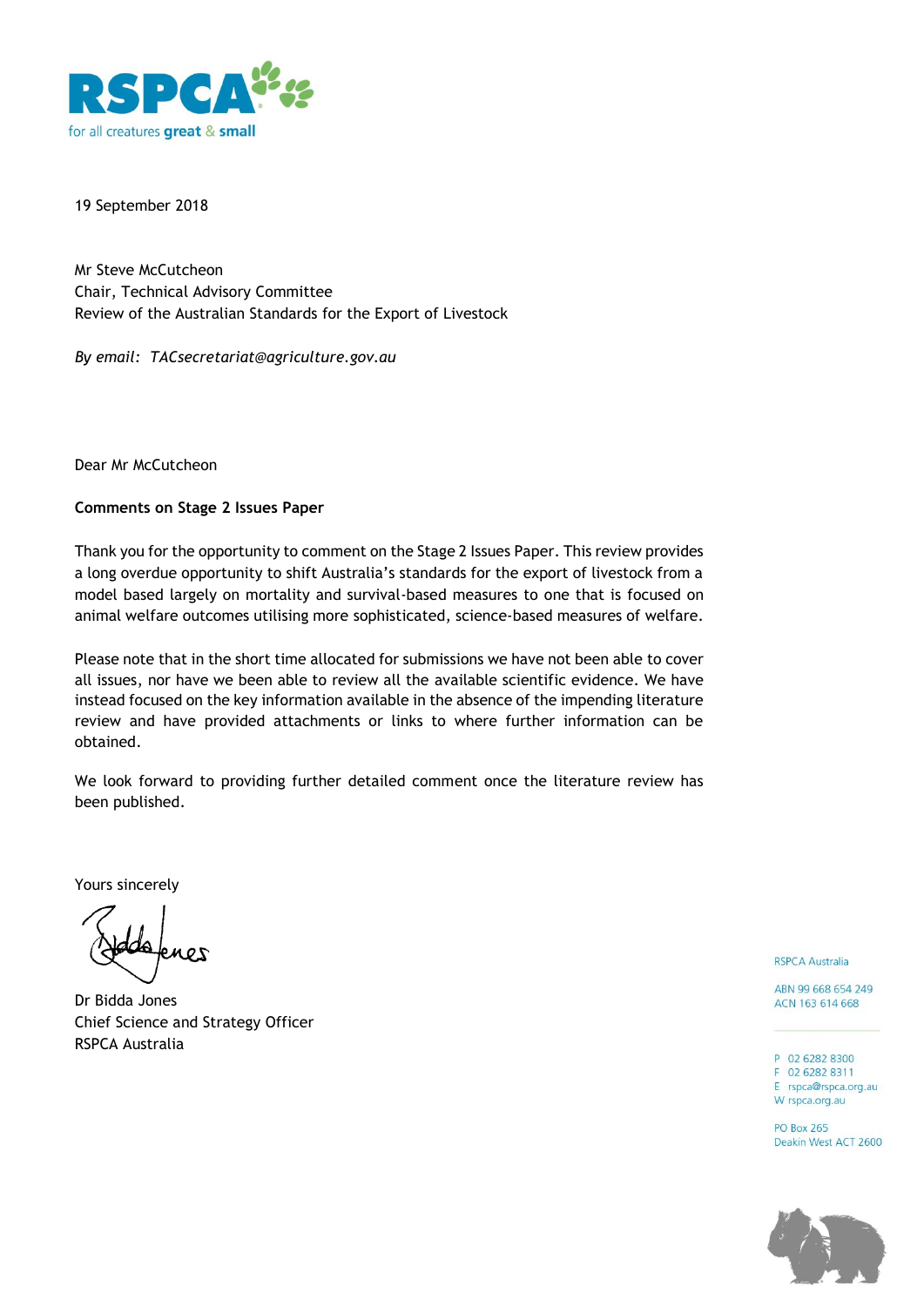RSPCA
for all creatures great & small

19 September 2018

Mr Steve McCutcheon
Chair, Technical Advisory Committee
Review of the Australian Standards for the Export of Livestock

*By email: TACsecretariat@agriculture.gov.au*

Dear Mr McCutcheon

**Comments on Stage 2 Issues Paper**

Thank you for the opportunity to comment on the Stage 2 Issues Paper. This review provides a long overdue opportunity to shift Australia's standards for the export of livestock from a model based largely on mortality and survival-based measures to one that is focused on animal welfare outcomes utilising more sophisticated, science-based measures of welfare.

Please note that in the short time allocated for submissions we have not been able to cover all issues, nor have we been able to review all the available scientific evidence. We have instead focused on the key information available in the absence of the impending literature review and have provided attachments or links to where further information can be obtained.

We look forward to providing further detailed comment once the literature review has been published.

Yours sincerely

Dr Bidda Jones
Chief Science and Strategy Officer
RSPCA Australia

RSPCA Australia

ABN 99 668 654 249
ACN 163 614 668

P 02 6282 8300
F 02 6282 8311
E rspca@rspca.org.au
W rspca.org.au

PO Box 265
Deakin West ACT 2600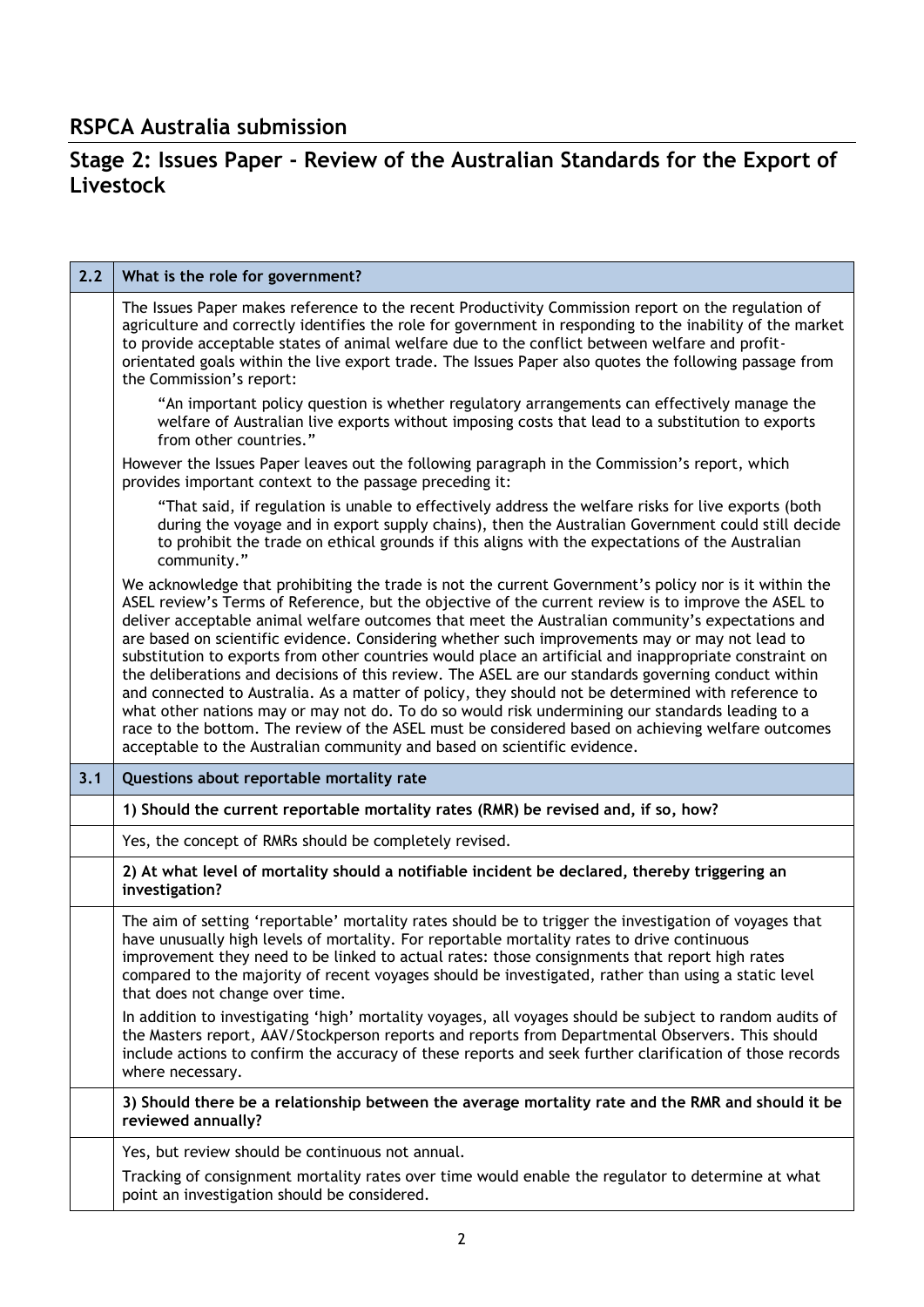## RSPCA Australia submission

## Stage 2: Issues Paper - Review of the Australian Standards for the Export of Livestock

| 2.2 | What is the role for government? |
|---|---|
| | The Issues Paper makes reference to the recent Productivity Commission report on the regulation of agriculture and correctly identifies the role for government in responding to the inability of the market to provide acceptable states of animal welfare due to the conflict between welfare and profit-orientated goals within the live export trade. The Issues Paper also quotes the following passage from the Commission's report:<br><br>"An important policy question is whether regulatory arrangements can effectively manage the welfare of Australian live exports without imposing costs that lead to a substitution to exports from other countries."<br><br>However the Issues Paper leaves out the following paragraph in the Commission's report, which provides important context to the passage preceding it:<br><br>"That said, if regulation is unable to effectively address the welfare risks for live exports (both during the voyage and in export supply chains), then the Australian Government could still decide to prohibit the trade on ethical grounds if this aligns with the expectations of the Australian community."<br><br>We acknowledge that prohibiting the trade is not the current Government's policy nor is it within the ASEL review's Terms of Reference, but the objective of the current review is to improve the ASEL to deliver acceptable animal welfare outcomes that meet the Australian community's expectations and are based on scientific evidence. Considering whether such improvements may or may not lead to substitution to exports from other countries would place an artificial and inappropriate constraint on the deliberations and decisions of this review. The ASEL are our standards governing conduct within and connected to Australia. As a matter of policy, they should not be determined with reference to what other nations may or may not do. To do so would risk undermining our standards leading to a race to the bottom. The review of the ASEL must be considered based on achieving welfare outcomes acceptable to the Australian community and based on scientific evidence. |
| **3.1** | **Questions about reportable mortality rate** |
| | **1) Should the current reportable mortality rates (RMR) be revised and, if so, how?** |
| | Yes, the concept of RMRs should be completely revised. |
| | **2) At what level of mortality should a notifiable incident be declared, thereby triggering an investigation?** |
| | The aim of setting 'reportable' mortality rates should be to trigger the investigation of voyages that have unusually high levels of mortality. For reportable mortality rates to drive continuous improvement they need to be linked to actual rates: those consignments that report high rates compared to the majority of recent voyages should be investigated, rather than using a static level that does not change over time.<br><br>In addition to investigating 'high' mortality voyages, all voyages should be subject to random audits of the Masters report, AAV/Stockperson reports and reports from Departmental Observers. This should include actions to confirm the accuracy of these reports and seek further clarification of those records where necessary. |
| | **3) Should there be a relationship between the average mortality rate and the RMR and should it be reviewed annually?** |
| | Yes, but review should be continuous not annual.<br><br>Tracking of consignment mortality rates over time would enable the regulator to determine at what point an investigation should be considered. |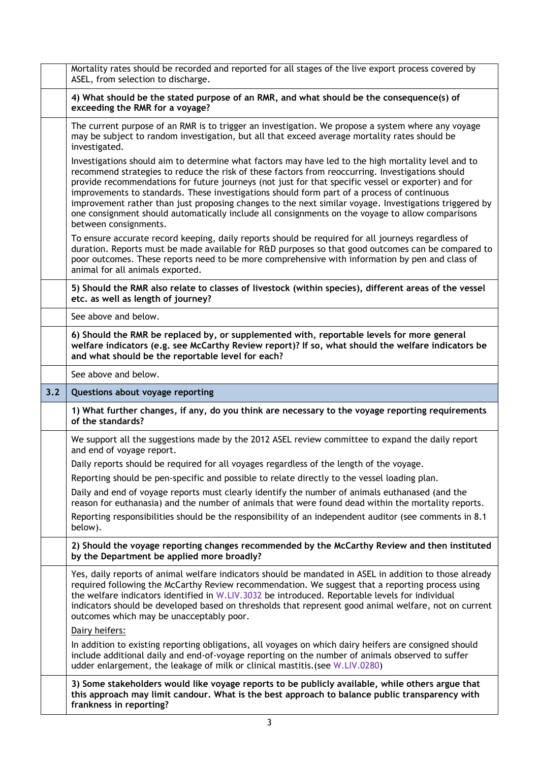| | |
|---|---|
| | Mortality rates should be recorded and reported for all stages of the live export process covered by ASEL, from selection to discharge. |
| | **4) What should be the stated purpose of an RMR, and what should be the consequence(s) of exceeding the RMR for a voyage?** |
| | The current purpose of an RMR is to trigger an investigation. We propose a system where any voyage may be subject to random investigation, but all that exceed average mortality rates should be investigated.<br><br>Investigations should aim to determine what factors may have led to the high mortality level and to recommend strategies to reduce the risk of these factors from reoccurring. Investigations should provide recommendations for future journeys (not just for that specific vessel or exporter) and for improvements to standards. These investigations should form part of a process of continuous improvement rather than just proposing changes to the next similar voyage. Investigations triggered by one consignment should automatically include all consignments on the voyage to allow comparisons between consignments.<br><br>To ensure accurate record keeping, daily reports should be required for all journeys regardless of duration. Reports must be made available for R&D purposes so that good outcomes can be compared to poor outcomes. These reports need to be more comprehensive with information by pen and class of animal for all animals exported. |
| | **5) Should the RMR also relate to classes of livestock (within species), different areas of the vessel etc. as well as length of journey?** |
| | See above and below. |
| | **6) Should the RMR be replaced by, or supplemented with, reportable levels for more general welfare indicators (e.g. see McCarthy Review report)? If so, what should the welfare indicators be and what should be the reportable level for each?** |
| | See above and below. |
| **3.2** | **Questions about voyage reporting** |
| | **1) What further changes, if any, do you think are necessary to the voyage reporting requirements of the standards?** |
| | We support all the suggestions made by the 2012 ASEL review committee to expand the daily report and end of voyage report.<br><br>Daily reports should be required for all voyages regardless of the length of the voyage.<br><br>Reporting should be pen-specific and possible to relate directly to the vessel loading plan.<br><br>Daily and end of voyage reports must clearly identify the number of animals euthanased (and the reason for euthanasia) and the number of animals that were found dead within the mortality reports.<br><br>Reporting responsibilities should be the responsibility of an independent auditor (see comments in 8.1 below). |
| | **2) Should the voyage reporting changes recommended by the McCarthy Review and then instituted by the Department be applied more broadly?** |
| | Yes, daily reports of animal welfare indicators should be mandated in ASEL in addition to those already required following the McCarthy Review recommendation. We suggest that a reporting process using the welfare indicators identified in W.LIV.3032 be introduced. Reportable levels for individual indicators should be developed based on thresholds that represent good animal welfare, not on current outcomes which may be unacceptably poor.<br><br><u>Dairy heifers:</u><br><br>In addition to existing reporting obligations, all voyages on which dairy heifers are consigned should include additional daily and end-of-voyage reporting on the number of animals observed to suffer udder enlargement, the leakage of milk or clinical mastitis. (see W.LIV.0280) |
| | **3) Some stakeholders would like voyage reports to be publicly available, while others argue that this approach may limit candour. What is the best approach to balance public transparency with frankness in reporting?** |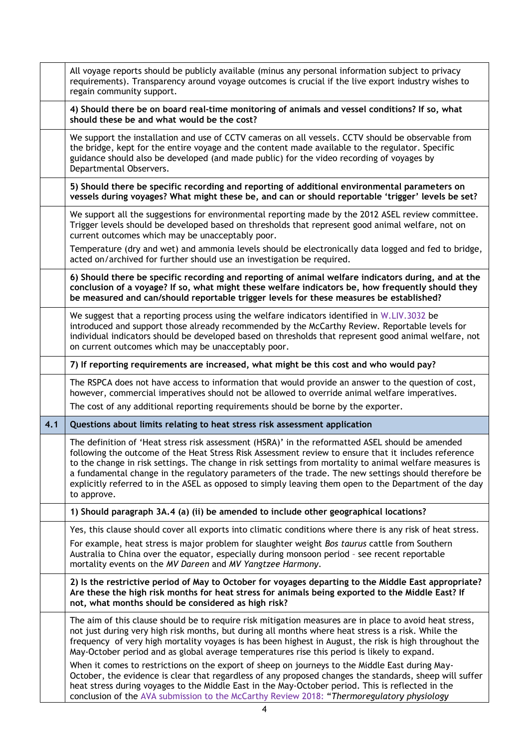| | |
|---|---|
| | All voyage reports should be publicly available (minus any personal information subject to privacy requirements). Transparency around voyage outcomes is crucial if the live export industry wishes to regain community support. |
| | **4) Should there be on board real-time monitoring of animals and vessel conditions? If so, what should these be and what would be the cost?** |
| | We support the installation and use of CCTV cameras on all vessels. CCTV should be observable from the bridge, kept for the entire voyage and the content made available to the regulator. Specific guidance should also be developed (and made public) for the video recording of voyages by Departmental Observers. |
| | **5) Should there be specific recording and reporting of additional environmental parameters on vessels during voyages? What might these be, and can or should reportable 'trigger' levels be set?** |
| | We support all the suggestions for environmental reporting made by the 2012 ASEL review committee. Trigger levels should be developed based on thresholds that represent good animal welfare, not on current outcomes which may be unacceptably poor.<br><br>Temperature (dry and wet) and ammonia levels should be electronically data logged and fed to bridge, acted on/archived for further should use an investigation be required. |
| | **6) Should there be specific recording and reporting of animal welfare indicators during, and at the conclusion of a voyage? If so, what might these welfare indicators be, how frequently should they be measured and can/should reportable trigger levels for these measures be established?** |
| | We suggest that a reporting process using the welfare indicators identified in W.LIV.3032 be introduced and support those already recommended by the McCarthy Review. Reportable levels for individual indicators should be developed based on thresholds that represent good animal welfare, not on current outcomes which may be unacceptably poor. |
| | **7) If reporting requirements are increased, what might be this cost and who would pay?** |
| | The RSPCA does not have access to information that would provide an answer to the question of cost, however, commercial imperatives should not be allowed to override animal welfare imperatives.<br><br>The cost of any additional reporting requirements should be borne by the exporter. |
| **4.1** | **Questions about limits relating to heat stress risk assessment application** |
| | The definition of 'Heat stress risk assessment (HSRA)' in the reformatted ASEL should be amended following the outcome of the Heat Stress Risk Assessment review to ensure that it includes reference to the change in risk settings. The change in risk settings from mortality to animal welfare measures is a fundamental change in the regulatory parameters of the trade. The new settings should therefore be explicitly referred to in the ASEL as opposed to simply leaving them open to the Department of the day to approve. |
| | **1) Should paragraph 3A.4 (a) (ii) be amended to include other geographical locations?** |
| | Yes, this clause should cover all exports into climatic conditions where there is any risk of heat stress.<br><br>For example, heat stress is major problem for slaughter weight *Bos taurus* cattle from Southern Australia to China over the equator, especially during monsoon period – see recent reportable mortality events on the *MV Dareen* and *MV Yangtzee Harmony*. |
| | **2) Is the restrictive period of May to October for voyages departing to the Middle East appropriate? Are these the high risk months for heat stress for animals being exported to the Middle East? If not, what months should be considered as high risk?** |
| | The aim of this clause should be to require risk mitigation measures are in place to avoid heat stress, not just during very high risk months, but during all months where heat stress is a risk. While the frequency of very high mortality voyages is has been highest in August, the risk is high throughout the May-October period and as global average temperatures rise this period is likely to expand.<br><br>When it comes to restrictions on the export of sheep on journeys to the Middle East during May-October, the evidence is clear that regardless of any proposed changes the standards, sheep will suffer heat stress during voyages to the Middle East in the May-October period. This is reflected in the conclusion of the AVA submission to the McCarthy Review 2018: "*Thermoregulatory physiology* |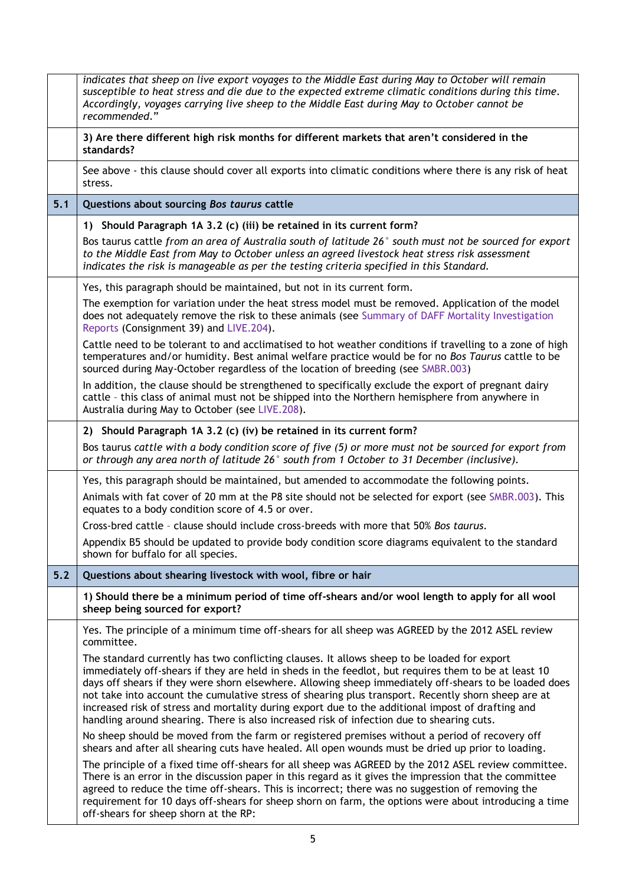| | |
|---|---|
| | *indicates that sheep on live export voyages to the Middle East during May to October will remain susceptible to heat stress and die due to the expected extreme climatic conditions during this time. Accordingly, voyages carrying live sheep to the Middle East during May to October cannot be recommended."* |
| | **3) Are there different high risk months for different markets that aren't considered in the standards?** |
| | See above - this clause should cover all exports into climatic conditions where there is any risk of heat stress. |
| **5.1** | **Questions about sourcing *Bos taurus* cattle** |
| | **1) Should Paragraph 1A 3.2 (c) (iii) be retained in its current form?**<br>Bos taurus cattle *from an area of Australia south of latitude 26° south must not be sourced for export to the Middle East from May to October unless an agreed livestock heat stress risk assessment indicates the risk is manageable as per the testing criteria specified in this Standard.* |
| | Yes, this paragraph should be maintained, but not in its current form.<br>The exemption for variation under the heat stress model must be removed. Application of the model does not adequately remove the risk to these animals (see Summary of DAFF Mortality Investigation Reports (Consignment 39) and LIVE.204).<br>Cattle need to be tolerant to and acclimatised to hot weather conditions if travelling to a zone of high temperatures and/or humidity. Best animal welfare practice would be for no *Bos Taurus* cattle to be sourced during May-October regardless of the location of breeding (see SMBR.003)<br>In addition, the clause should be strengthened to specifically exclude the export of pregnant dairy cattle - this class of animal must not be shipped into the Northern hemisphere from anywhere in Australia during May to October (see LIVE.208). |
| | **2) Should Paragraph 1A 3.2 (c) (iv) be retained in its current form?**<br>Bos taurus *cattle with a body condition score of five (5) or more must not be sourced for export from or through any area north of latitude 26° south from 1 October to 31 December (inclusive).* |
| | Yes, this paragraph should be maintained, but amended to accommodate the following points.<br>Animals with fat cover of 20 mm at the P8 site should not be selected for export (see SMBR.003). This equates to a body condition score of 4.5 or over.<br>Cross-bred cattle - clause should include cross-breeds with more that 50% *Bos taurus*.<br>Appendix B5 should be updated to provide body condition score diagrams equivalent to the standard shown for buffalo for all species. |
| **5.2** | **Questions about shearing livestock with wool, fibre or hair** |
| | **1) Should there be a minimum period of time off-shears and/or wool length to apply for all wool sheep being sourced for export?** |
| | Yes. The principle of a minimum time off-shears for all sheep was AGREED by the 2012 ASEL review committee.<br>The standard currently has two conflicting clauses. It allows sheep to be loaded for export immediately off-shears if they are held in sheds in the feedlot, but requires them to be at least 10 days off shears if they were shorn elsewhere. Allowing sheep immediately off-shears to be loaded does not take into account the cumulative stress of shearing plus transport. Recently shorn sheep are at increased risk of stress and mortality during export due to the additional impost of drafting and handling around shearing. There is also increased risk of infection due to shearing cuts.<br>No sheep should be moved from the farm or registered premises without a period of recovery off shears and after all shearing cuts have healed. All open wounds must be dried up prior to loading.<br>The principle of a fixed time off-shears for all sheep was AGREED by the 2012 ASEL review committee. There is an error in the discussion paper in this regard as it gives the impression that the committee agreed to reduce the time off-shears. This is incorrect; there was no suggestion of removing the requirement for 10 days off-shears for sheep shorn on farm, the options were about introducing a time off-shears for sheep shorn at the RP: |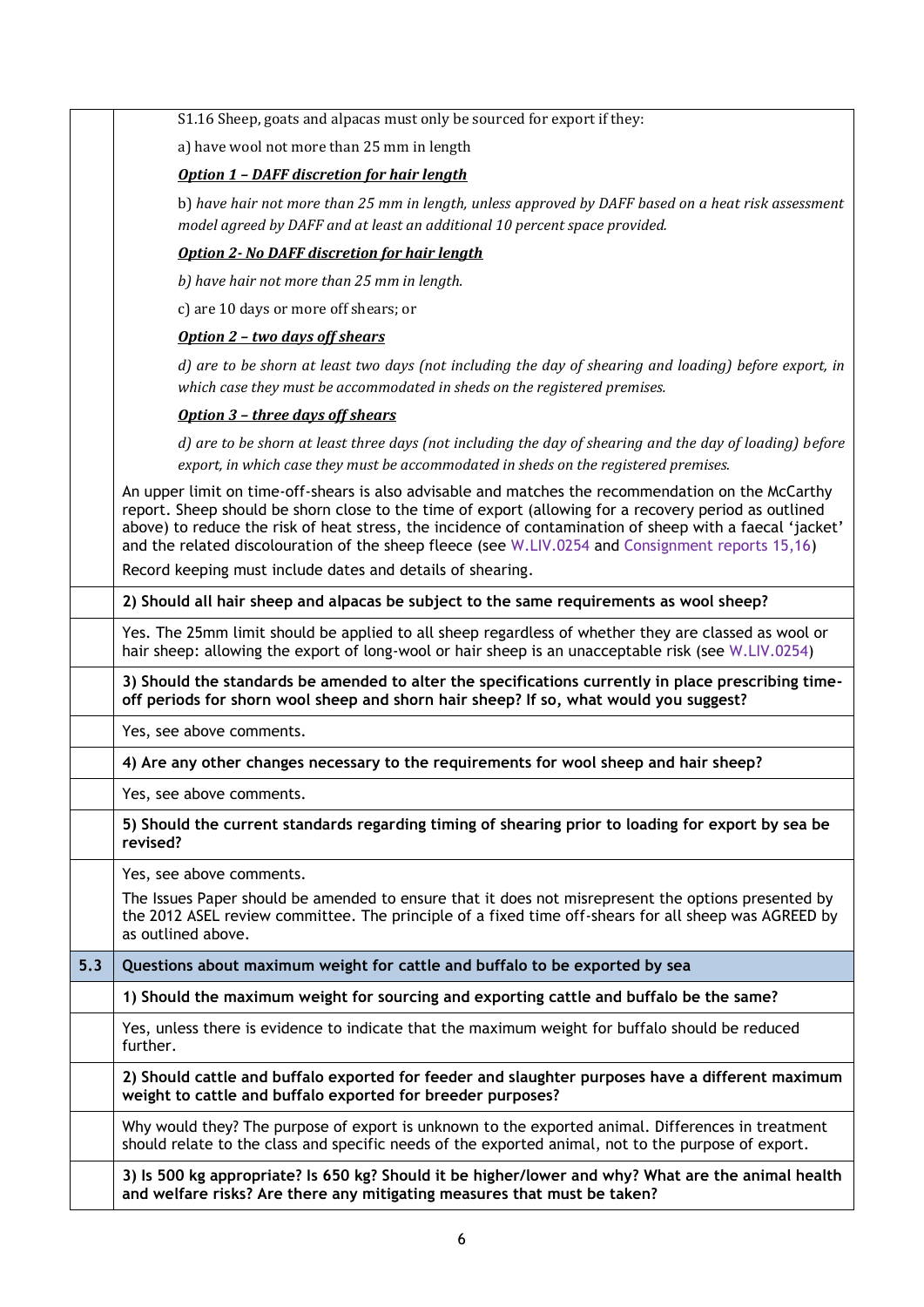| | |
|---|---|
| | S1.16 Sheep, goats and alpacas must only be sourced for export if they:<br><br>a) have wool not more than 25 mm in length<br><br>***<u>Option 1 – DAFF discretion for hair length</u>***<br><br>b) *have hair not more than 25 mm in length, unless approved by DAFF based on a heat risk assessment model agreed by DAFF and at least an additional 10 percent space provided.*<br><br>***<u>Option 2- No DAFF discretion for hair length</u>***<br><br>*b) have hair not more than 25 mm in length.*<br><br>c) are 10 days or more off shears; or<br><br>***<u>Option 2 – two days off shears</u>***<br><br>*d) are to be shorn at least two days (not including the day of shearing and loading) before export, in which case they must be accommodated in sheds on the registered premises.*<br><br>***<u>Option 3 – three days off shears</u>***<br><br>*d) are to be shorn at least three days (not including the day of shearing and the day of loading) before export, in which case they must be accommodated in sheds on the registered premises.*<br><br>An upper limit on time-off-shears is also advisable and matches the recommendation on the McCarthy report. Sheep should be shorn close to the time of export (allowing for a recovery period as outlined above) to reduce the risk of heat stress, the incidence of contamination of sheep with a faecal 'jacket' and the related discolouration of the sheep fleece (see W.LIV.0254 and Consignment reports 15,16)<br><br>Record keeping must include dates and details of shearing. |
| | **2) Should all hair sheep and alpacas be subject to the same requirements as wool sheep?** |
| | Yes. The 25mm limit should be applied to all sheep regardless of whether they are classed as wool or hair sheep: allowing the export of long-wool or hair sheep is an unacceptable risk (see W.LIV.0254) |
| | **3) Should the standards be amended to alter the specifications currently in place prescribing time-off periods for shorn wool sheep and shorn hair sheep? If so, what would you suggest?** |
| | Yes, see above comments. |
| | **4) Are any other changes necessary to the requirements for wool sheep and hair sheep?** |
| | Yes, see above comments. |
| | **5) Should the current standards regarding timing of shearing prior to loading for export by sea be revised?** |
| | Yes, see above comments.<br><br>The Issues Paper should be amended to ensure that it does not misrepresent the options presented by the 2012 ASEL review committee. The principle of a fixed time off-shears for all sheep was AGREED by as outlined above. |
| **5.3** | **Questions about maximum weight for cattle and buffalo to be exported by sea** |
| | **1) Should the maximum weight for sourcing and exporting cattle and buffalo be the same?** |
| | Yes, unless there is evidence to indicate that the maximum weight for buffalo should be reduced further. |
| | **2) Should cattle and buffalo exported for feeder and slaughter purposes have a different maximum weight to cattle and buffalo exported for breeder purposes?** |
| | Why would they? The purpose of export is unknown to the exported animal. Differences in treatment should relate to the class and specific needs of the exported animal, not to the purpose of export. |
| | **3) Is 500 kg appropriate? Is 650 kg? Should it be higher/lower and why? What are the animal health and welfare risks? Are there any mitigating measures that must be taken?** |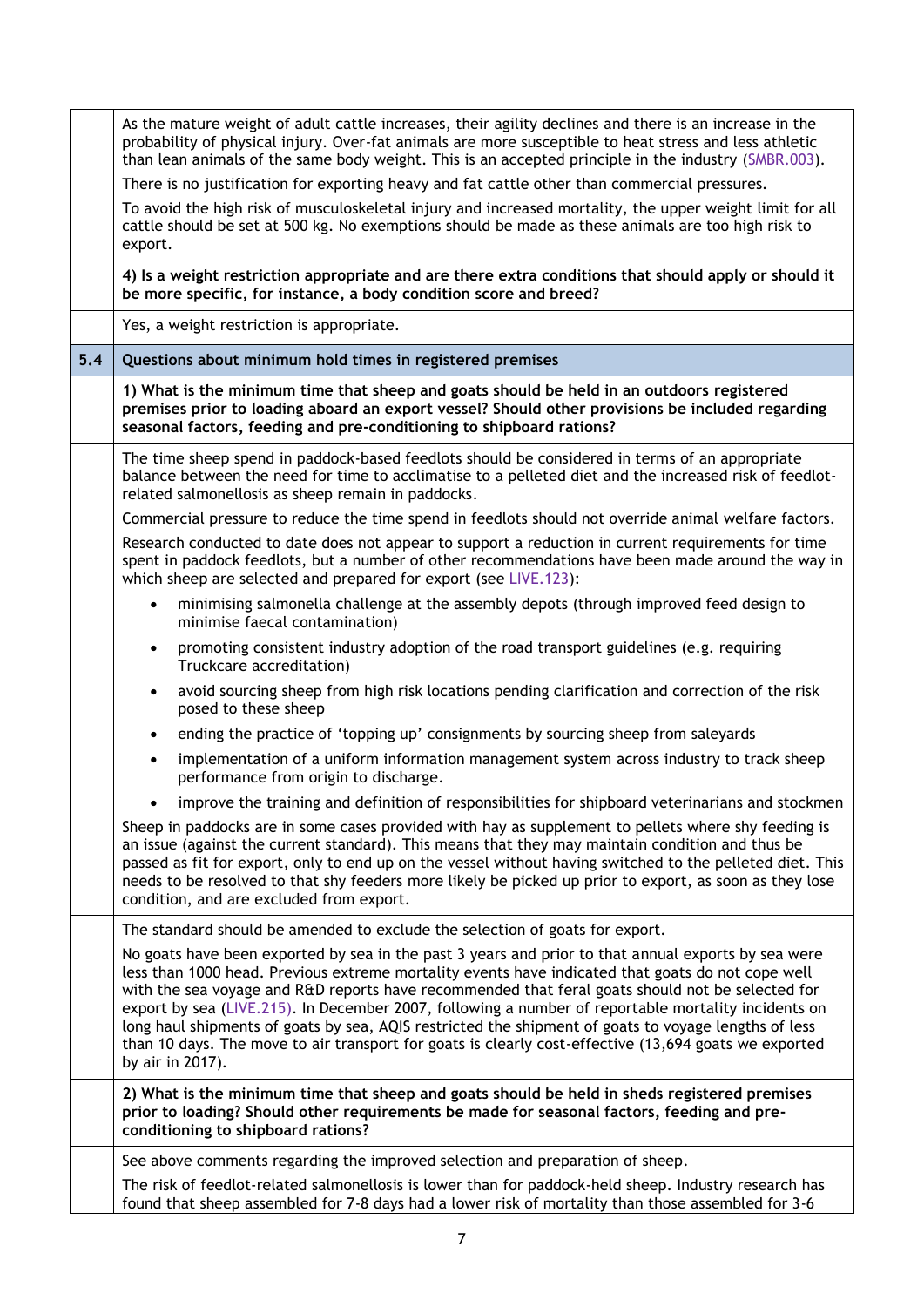|   |   |
|---|---|
|   | As the mature weight of adult cattle increases, their agility declines and there is an increase in the probability of physical injury. Over-fat animals are more susceptible to heat stress and less athletic than lean animals of the same body weight. This is an accepted principle in the industry (SMBR.003).<br><br>There is no justification for exporting heavy and fat cattle other than commercial pressures.<br><br>To avoid the high risk of musculoskeletal injury and increased mortality, the upper weight limit for all cattle should be set at 500 kg. No exemptions should be made as these animals are too high risk to export. |
|   | **4) Is a weight restriction appropriate and are there extra conditions that should apply or should it be more specific, for instance, a body condition score and breed?** |
|   | Yes, a weight restriction is appropriate. |
| **5.4** | **Questions about minimum hold times in registered premises** |
|   | **1) What is the minimum time that sheep and goats should be held in an outdoors registered premises prior to loading aboard an export vessel? Should other provisions be included regarding seasonal factors, feeding and pre-conditioning to shipboard rations?** |
|   | The time sheep spend in paddock-based feedlots should be considered in terms of an appropriate balance between the need for time to acclimatise to a pelleted diet and the increased risk of feedlot-related salmonellosis as sheep remain in paddocks.<br><br>Commercial pressure to reduce the time spend in feedlots should not override animal welfare factors.<br><br>Research conducted to date does not appear to support a reduction in current requirements for time spent in paddock feedlots, but a number of other recommendations have been made around the way in which sheep are selected and prepared for export (see LIVE.123):<br><br>• minimising salmonella challenge at the assembly depots (through improved feed design to minimise faecal contamination)<br>• promoting consistent industry adoption of the road transport guidelines (e.g. requiring Truckcare accreditation)<br>• avoid sourcing sheep from high risk locations pending clarification and correction of the risk posed to these sheep<br>• ending the practice of 'topping up' consignments by sourcing sheep from saleyards<br>• implementation of a uniform information management system across industry to track sheep performance from origin to discharge.<br>• improve the training and definition of responsibilities for shipboard veterinarians and stockmen<br><br>Sheep in paddocks are in some cases provided with hay as supplement to pellets where shy feeding is an issue (against the current standard). This means that they may maintain condition and thus be passed as fit for export, only to end up on the vessel without having switched to the pelleted diet. This needs to be resolved to that shy feeders more likely be picked up prior to export, as soon as they lose condition, and are excluded from export. |
|   | The standard should be amended to exclude the selection of goats for export.<br><br>No goats have been exported by sea in the past 3 years and prior to that annual exports by sea were less than 1000 head. Previous extreme mortality events have indicated that goats do not cope well with the sea voyage and R&D reports have recommended that feral goats should not be selected for export by sea (LIVE.215). In December 2007, following a number of reportable mortality incidents on long haul shipments of goats by sea, AQIS restricted the shipment of goats to voyage lengths of less than 10 days. The move to air transport for goats is clearly cost-effective (13,694 goats we exported by air in 2017). |
|   | **2) What is the minimum time that sheep and goats should be held in sheds registered premises prior to loading? Should other requirements be made for seasonal factors, feeding and pre-conditioning to shipboard rations?** |
|   | See above comments regarding the improved selection and preparation of sheep.<br><br>The risk of feedlot-related salmonellosis is lower than for paddock-held sheep. Industry research has found that sheep assembled for 7-8 days had a lower risk of mortality than those assembled for 3-6 |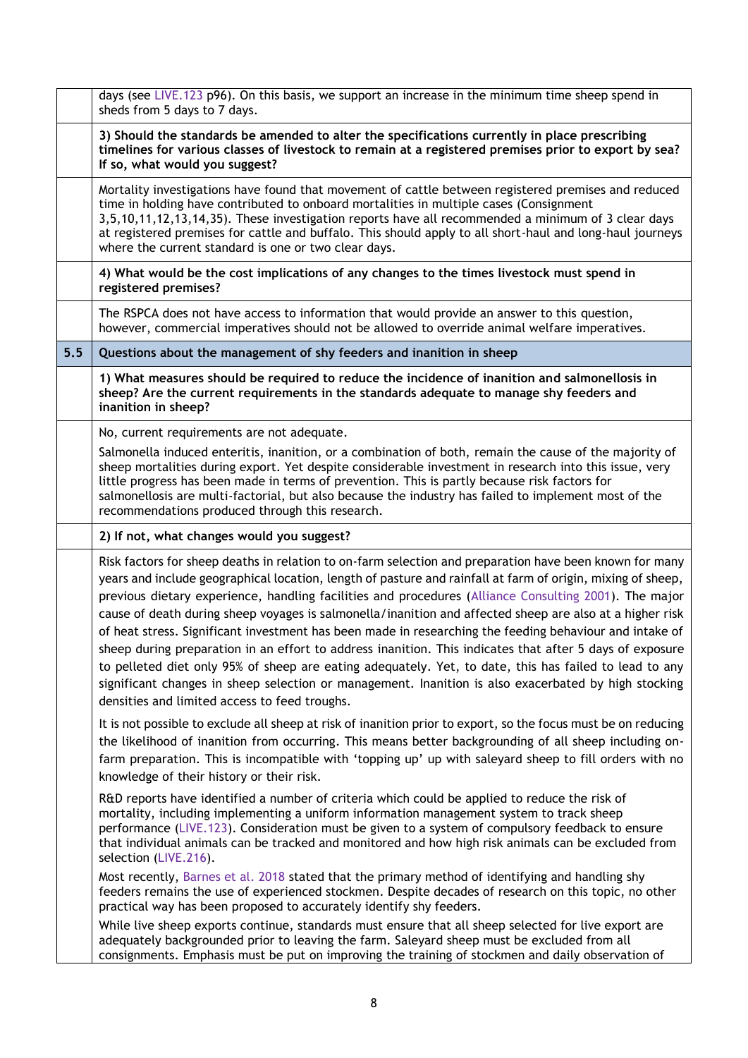| | |
|---|---|
| | days (see LIVE.123 p96). On this basis, we support an increase in the minimum time sheep spend in sheds from 5 days to 7 days. |
| | **3) Should the standards be amended to alter the specifications currently in place prescribing timelines for various classes of livestock to remain at a registered premises prior to export by sea? If so, what would you suggest?** |
| | Mortality investigations have found that movement of cattle between registered premises and reduced time in holding have contributed to onboard mortalities in multiple cases (Consignment 3,5,10,11,12,13,14,35). These investigation reports have all recommended a minimum of 3 clear days at registered premises for cattle and buffalo. This should apply to all short-haul and long-haul journeys where the current standard is one or two clear days. |
| | **4) What would be the cost implications of any changes to the times livestock must spend in registered premises?** |
| | The RSPCA does not have access to information that would provide an answer to this question, however, commercial imperatives should not be allowed to override animal welfare imperatives. |
| **5.5** | **Questions about the management of shy feeders and inanition in sheep** |
| | **1) What measures should be required to reduce the incidence of inanition and salmonellosis in sheep? Are the current requirements in the standards adequate to manage shy feeders and inanition in sheep?** |
| | No, current requirements are not adequate.<br><br>Salmonella induced enteritis, inanition, or a combination of both, remain the cause of the majority of sheep mortalities during export. Yet despite considerable investment in research into this issue, very little progress has been made in terms of prevention. This is partly because risk factors for salmonellosis are multi-factorial, but also because the industry has failed to implement most of the recommendations produced through this research. |
| | **2) If not, what changes would you suggest?** |
| | Risk factors for sheep deaths in relation to on-farm selection and preparation have been known for many years and include geographical location, length of pasture and rainfall at farm of origin, mixing of sheep, previous dietary experience, handling facilities and procedures (Alliance Consulting 2001). The major cause of death during sheep voyages is salmonella/inanition and affected sheep are also at a higher risk of heat stress. Significant investment has been made in researching the feeding behaviour and intake of sheep during preparation in an effort to address inanition. This indicates that after 5 days of exposure to pelleted diet only 95% of sheep are eating adequately. Yet, to date, this has failed to lead to any significant changes in sheep selection or management. Inanition is also exacerbated by high stocking densities and limited access to feed troughs.<br><br>It is not possible to exclude all sheep at risk of inanition prior to export, so the focus must be on reducing the likelihood of inanition from occurring. This means better backgrounding of all sheep including on-farm preparation. This is incompatible with 'topping up' up with saleyard sheep to fill orders with no knowledge of their history or their risk.<br><br>R&D reports have identified a number of criteria which could be applied to reduce the risk of mortality, including implementing a uniform information management system to track sheep performance (LIVE.123). Consideration must be given to a system of compulsory feedback to ensure that individual animals can be tracked and monitored and how high risk animals can be excluded from selection (LIVE.216).<br><br>Most recently, Barnes et al. 2018 stated that the primary method of identifying and handling shy feeders remains the use of experienced stockmen. Despite decades of research on this topic, no other practical way has been proposed to accurately identify shy feeders.<br><br>While live sheep exports continue, standards must ensure that all sheep selected for live export are adequately backgrounded prior to leaving the farm. Saleyard sheep must be excluded from all consignments. Emphasis must be put on improving the training of stockmen and daily observation of |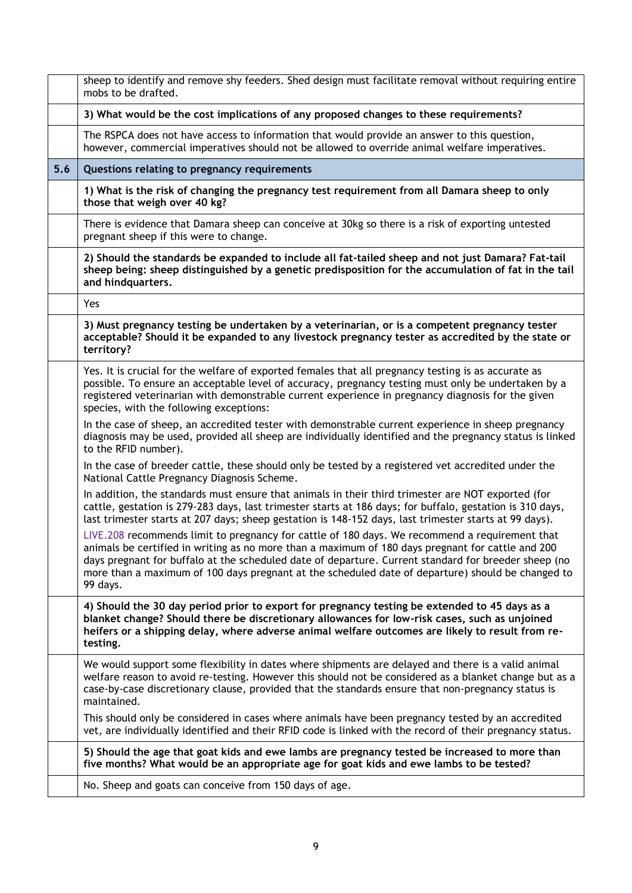| | |
|---|---|
| | sheep to identify and remove shy feeders. Shed design must facilitate removal without requiring entire mobs to be drafted. |
| | **3) What would be the cost implications of any proposed changes to these requirements?** |
| | The RSPCA does not have access to information that would provide an answer to this question, however, commercial imperatives should not be allowed to override animal welfare imperatives. |
| **5.6** | **Questions relating to pregnancy requirements** |
| | **1) What is the risk of changing the pregnancy test requirement from all Damara sheep to only those that weigh over 40 kg?** |
| | There is evidence that Damara sheep can conceive at 30kg so there is a risk of exporting untested pregnant sheep if this were to change. |
| | **2) Should the standards be expanded to include all fat-tailed sheep and not just Damara? Fat-tail sheep being: sheep distinguished by a genetic predisposition for the accumulation of fat in the tail and hindquarters.** |
| | Yes |
| | **3) Must pregnancy testing be undertaken by a veterinarian, or is a competent pregnancy tester acceptable? Should it be expanded to any livestock pregnancy tester as accredited by the state or territory?** |
| | Yes. It is crucial for the welfare of exported females that all pregnancy testing is as accurate as possible. To ensure an acceptable level of accuracy, pregnancy testing must only be undertaken by a registered veterinarian with demonstrable current experience in pregnancy diagnosis for the given species, with the following exceptions:<br><br>In the case of sheep, an accredited tester with demonstrable current experience in sheep pregnancy diagnosis may be used, provided all sheep are individually identified and the pregnancy status is linked to the RFID number).<br><br>In the case of breeder cattle, these should only be tested by a registered vet accredited under the National Cattle Pregnancy Diagnosis Scheme.<br><br>In addition, the standards must ensure that animals in their third trimester are NOT exported (for cattle, gestation is 279-283 days, last trimester starts at 186 days; for buffalo, gestation is 310 days, last trimester starts at 207 days; sheep gestation is 148-152 days, last trimester starts at 99 days).<br><br>LIVE.208 recommends limit to pregnancy for cattle of 180 days. We recommend a requirement that animals be certified in writing as no more than a maximum of 180 days pregnant for cattle and 200 days pregnant for buffalo at the scheduled date of departure. Current standard for breeder sheep (no more than a maximum of 100 days pregnant at the scheduled date of departure) should be changed to 99 days. |
| | **4) Should the 30 day period prior to export for pregnancy testing be extended to 45 days as a blanket change? Should there be discretionary allowances for low-risk cases, such as unjoined heifers or a shipping delay, where adverse animal welfare outcomes are likely to result from re-testing.** |
| | We would support some flexibility in dates where shipments are delayed and there is a valid animal welfare reason to avoid re-testing. However this should not be considered as a blanket change but as a case-by-case discretionary clause, provided that the standards ensure that non-pregnancy status is maintained.<br><br>This should only be considered in cases where animals have been pregnancy tested by an accredited vet, are individually identified and their RFID code is linked with the record of their pregnancy status. |
| | **5) Should the age that goat kids and ewe lambs are pregnancy tested be increased to more than five months? What would be an appropriate age for goat kids and ewe lambs to be tested?** |
| | No. Sheep and goats can conceive from 150 days of age. |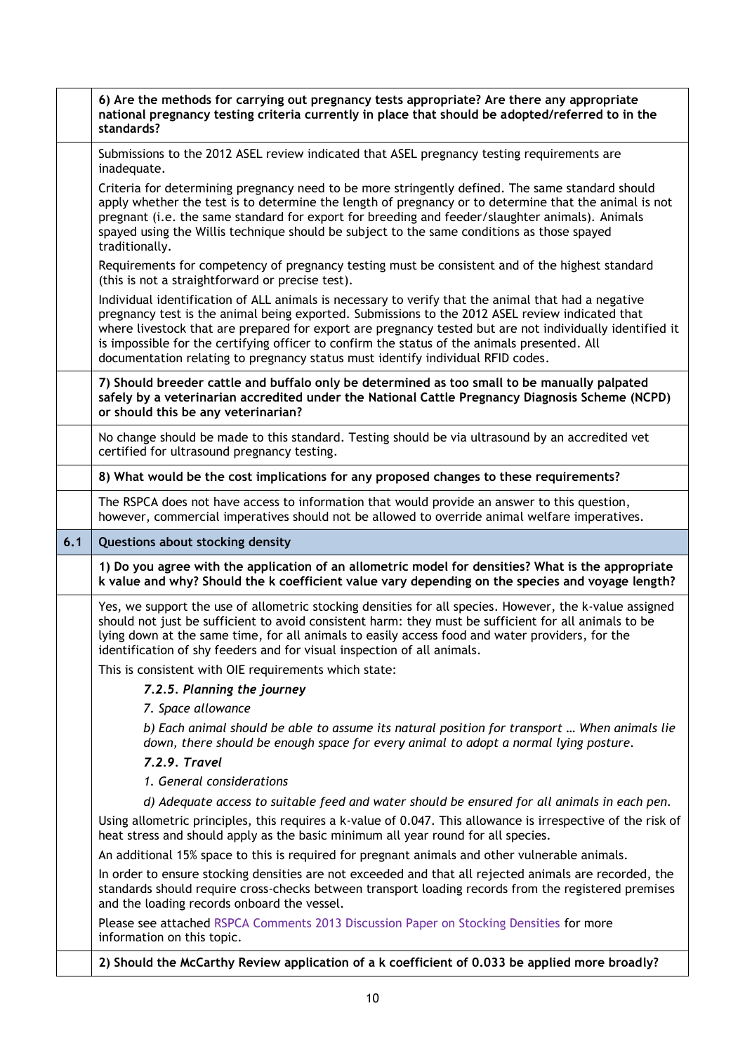| | |
|---|---|
| | **6) Are the methods for carrying out pregnancy tests appropriate? Are there any appropriate national pregnancy testing criteria currently in place that should be adopted/referred to in the standards?** |
| | Submissions to the 2012 ASEL review indicated that ASEL pregnancy testing requirements are inadequate.<br><br>Criteria for determining pregnancy need to be more stringently defined. The same standard should apply whether the test is to determine the length of pregnancy or to determine that the animal is not pregnant (i.e. the same standard for export for breeding and feeder/slaughter animals). Animals spayed using the Willis technique should be subject to the same conditions as those spayed traditionally.<br><br>Requirements for competency of pregnancy testing must be consistent and of the highest standard (this is not a straightforward or precise test).<br><br>Individual identification of ALL animals is necessary to verify that the animal that had a negative pregnancy test is the animal being exported. Submissions to the 2012 ASEL review indicated that where livestock that are prepared for export are pregnancy tested but are not individually identified it is impossible for the certifying officer to confirm the status of the animals presented. All documentation relating to pregnancy status must identify individual RFID codes. |
| | **7) Should breeder cattle and buffalo only be determined as too small to be manually palpated safely by a veterinarian accredited under the National Cattle Pregnancy Diagnosis Scheme (NCPD) or should this be any veterinarian?** |
| | No change should be made to this standard. Testing should be via ultrasound by an accredited vet certified for ultrasound pregnancy testing. |
| | **8) What would be the cost implications for any proposed changes to these requirements?** |
| | The RSPCA does not have access to information that would provide an answer to this question, however, commercial imperatives should not be allowed to override animal welfare imperatives. |
| **6.1** | **Questions about stocking density** |
| | **1) Do you agree with the application of an allometric model for densities? What is the appropriate k value and why? Should the k coefficient value vary depending on the species and voyage length?** |
| | Yes, we support the use of allometric stocking densities for all species. However, the k-value assigned should not just be sufficient to avoid consistent harm: they must be sufficient for all animals to be lying down at the same time, for all animals to easily access food and water providers, for the identification of shy feeders and for visual inspection of all animals.<br><br>This is consistent with OIE requirements which state:<br><br>***7.2.5. Planning the journey***<br>*7. Space allowance*<br>*b) Each animal should be able to assume its natural position for transport … When animals lie down, there should be enough space for every animal to adopt a normal lying posture.*<br>***7.2.9. Travel***<br>*1. General considerations*<br>*d) Adequate access to suitable feed and water should be ensured for all animals in each pen.*<br><br>Using allometric principles, this requires a k-value of 0.047. This allowance is irrespective of the risk of heat stress and should apply as the basic minimum all year round for all species.<br><br>An additional 15% space to this is required for pregnant animals and other vulnerable animals.<br><br>In order to ensure stocking densities are not exceeded and that all rejected animals are recorded, the standards should require cross-checks between transport loading records from the registered premises and the loading records onboard the vessel.<br><br>Please see attached RSPCA Comments 2013 Discussion Paper on Stocking Densities for more information on this topic. |
| | **2) Should the McCarthy Review application of a k coefficient of 0.033 be applied more broadly?** |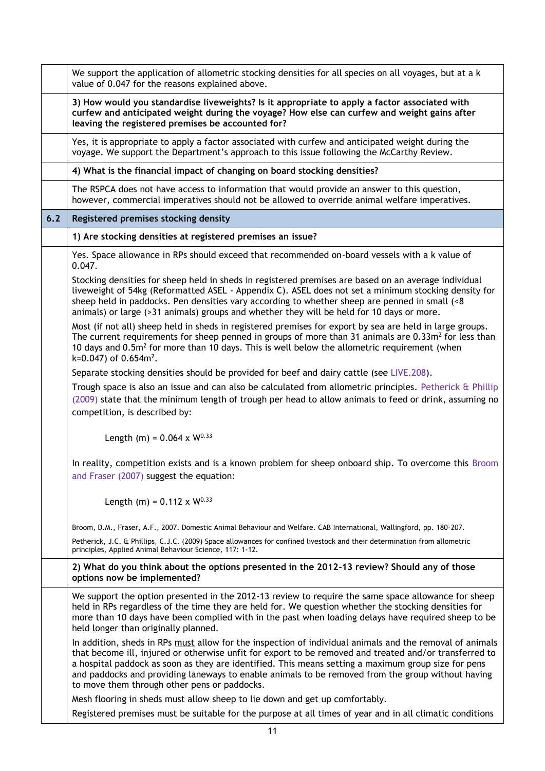| | |
|---|---|
| | We support the application of allometric stocking densities for all species on all voyages, but at a k value of 0.047 for the reasons explained above. |
| | **3) How would you standardise liveweights? Is it appropriate to apply a factor associated with curfew and anticipated weight during the voyage? How else can curfew and weight gains after leaving the registered premises be accounted for?** |
| | Yes, it is appropriate to apply a factor associated with curfew and anticipated weight during the voyage. We support the Department's approach to this issue following the McCarthy Review. |
| | **4) What is the financial impact of changing on board stocking densities?** |
| | The RSPCA does not have access to information that would provide an answer to this question, however, commercial imperatives should not be allowed to override animal welfare imperatives. |
| **6.2** | **Registered premises stocking density** |
| | **1) Are stocking densities at registered premises an issue?** |
| | Yes. Space allowance in RPs should exceed that recommended on-board vessels with a k value of 0.047.<br><br>Stocking densities for sheep held in sheds in registered premises are based on an average individual liveweight of 54kg (Reformatted ASEL - Appendix C). ASEL does not set a minimum stocking density for sheep held in paddocks. Pen densities vary according to whether sheep are penned in small (<8 animals) or large (>31 animals) groups and whether they will be held for 10 days or more.<br><br>Most (if not all) sheep held in sheds in registered premises for export by sea are held in large groups. The current requirements for sheep penned in groups of more than 31 animals are $0.33m^2$ for less than 10 days and $0.5m^2$ for more than 10 days. This is well below the allometric requirement (when k=0.047) of $0.654m^2$.<br><br>Separate stocking densities should be provided for beef and dairy cattle (see LIVE.208).<br><br>Trough space is also an issue and can also be calculated from allometric principles. Petherick & Phillip (2009) state that the minimum length of trough per head to allow animals to feed or drink, assuming no competition, is described by:<br><br>$$\text{Length (m)} = 0.064 \times W^{0.33}$$<br><br>In reality, competition exists and is a known problem for sheep onboard ship. To overcome this Broom and Fraser (2007) suggest the equation:<br><br>$$\text{Length (m)} = 0.112 \times W^{0.33}$$<br><br>Broom, D.M., Fraser, A.F., 2007. Domestic Animal Behaviour and Welfare. CAB International, Wallingford, pp. 180–207.<br><br>Petherick, J.C. & Phillips, C.J.C. (2009) Space allowances for confined livestock and their determination from allometric principles, Applied Animal Behaviour Science, 117: 1-12. |
| | **2) What do you think about the options presented in the 2012-13 review? Should any of those options now be implemented?** |
| | We support the option presented in the 2012-13 review to require the same space allowance for sheep held in RPs regardless of the time they are held for. We question whether the stocking densities for more than 10 days have been complied with in the past when loading delays have required sheep to be held longer than originally planned.<br><br>In addition, sheds in RPs <u>must</u> allow for the inspection of individual animals and the removal of animals that become ill, injured or otherwise unfit for export to be removed and treated and/or transferred to a hospital paddock as soon as they are identified. This means setting a maximum group size for pens and paddocks and providing laneways to enable animals to be removed from the group without having to move them through other pens or paddocks.<br><br>Mesh flooring in sheds must allow sheep to lie down and get up comfortably.<br><br>Registered premises must be suitable for the purpose at all times of year and in all climatic conditions |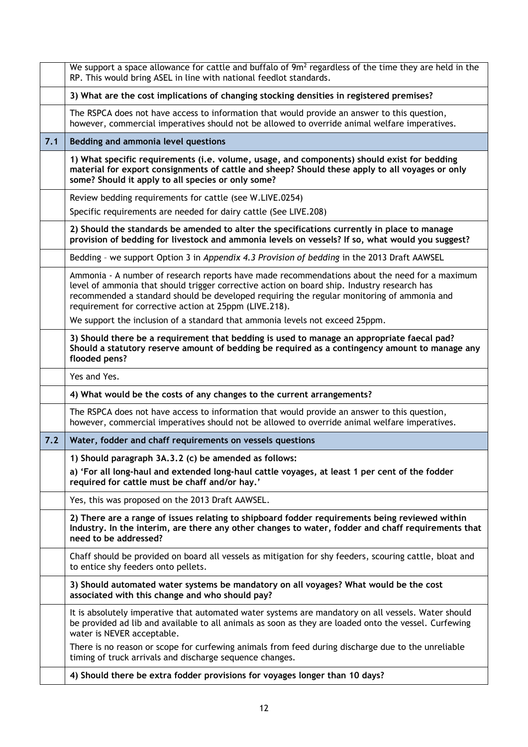| | |
|---|---|
| | We support a space allowance for cattle and buffalo of $9m^2$ regardless of the time they are held in the RP. This would bring ASEL in line with national feedlot standards. |
| | **3) What are the cost implications of changing stocking densities in registered premises?** |
| | The RSPCA does not have access to information that would provide an answer to this question, however, commercial imperatives should not be allowed to override animal welfare imperatives. |
| **7.1** | **Bedding and ammonia level questions** |
| | **1) What specific requirements (i.e. volume, usage, and components) should exist for bedding material for export consignments of cattle and sheep? Should these apply to all voyages or only some? Should it apply to all species or only some?** |
| | Review bedding requirements for cattle (see W.LIVE.0254)<br>Specific requirements are needed for dairy cattle (See LIVE.208) |
| | **2) Should the standards be amended to alter the specifications currently in place to manage provision of bedding for livestock and ammonia levels on vessels? If so, what would you suggest?** |
| | Bedding – we support Option 3 in *Appendix 4.3 Provision of bedding* in the 2013 Draft AAWSEL |
| | Ammonia - A number of research reports have made recommendations about the need for a maximum level of ammonia that should trigger corrective action on board ship. Industry research has recommended a standard should be developed requiring the regular monitoring of ammonia and requirement for corrective action at 25ppm (LIVE.218).<br>We support the inclusion of a standard that ammonia levels not exceed 25ppm. |
| | **3) Should there be a requirement that bedding is used to manage an appropriate faecal pad? Should a statutory reserve amount of bedding be required as a contingency amount to manage any flooded pens?** |
| | Yes and Yes. |
| | **4) What would be the costs of any changes to the current arrangements?** |
| | The RSPCA does not have access to information that would provide an answer to this question, however, commercial imperatives should not be allowed to override animal welfare imperatives. |
| **7.2** | **Water, fodder and chaff requirements on vessels questions** |
| | **1) Should paragraph 3A.3.2 (c) be amended as follows:**<br>**a) 'For all long-haul and extended long-haul cattle voyages, at least 1 per cent of the fodder required for cattle must be chaff and/or hay.'** |
| | Yes, this was proposed on the 2013 Draft AAWSEL. |
| | **2) There are a range of issues relating to shipboard fodder requirements being reviewed within Industry. In the interim, are there any other changes to water, fodder and chaff requirements that need to be addressed?** |
| | Chaff should be provided on board all vessels as mitigation for shy feeders, scouring cattle, bloat and to entice shy feeders onto pellets. |
| | **3) Should automated water systems be mandatory on all voyages? What would be the cost associated with this change and who should pay?** |
| | It is absolutely imperative that automated water systems are mandatory on all vessels. Water should be provided ad lib and available to all animals as soon as they are loaded onto the vessel. Curfewing water is NEVER acceptable.<br>There is no reason or scope for curfewing animals from feed during discharge due to the unreliable timing of truck arrivals and discharge sequence changes. |
| | **4) Should there be extra fodder provisions for voyages longer than 10 days?** |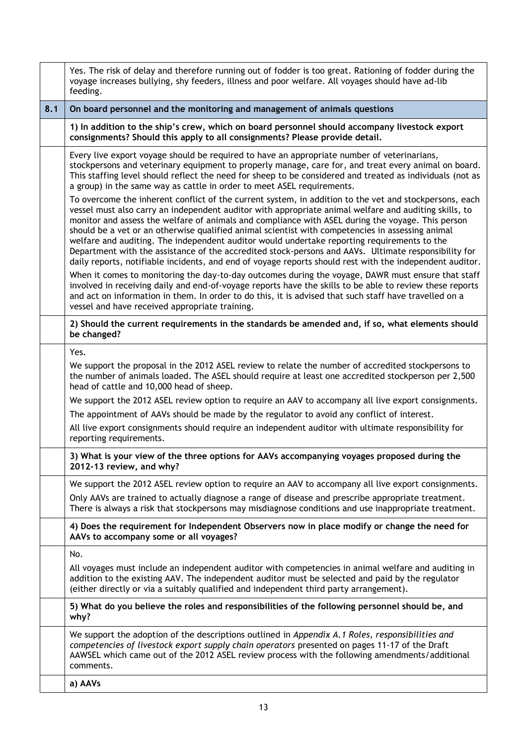| | |
|---|---|
| | Yes. The risk of delay and therefore running out of fodder is too great. Rationing of fodder during the voyage increases bullying, shy feeders, illness and poor welfare. All voyages should have ad-lib feeding. |
| **8.1** | **On board personnel and the monitoring and management of animals questions** |
| | **1) In addition to the ship's crew, which on board personnel should accompany livestock export consignments? Should this apply to all consignments? Please provide detail.** |
| | Every live export voyage should be required to have an appropriate number of veterinarians, stockpersons and veterinary equipment to properly manage, care for, and treat every animal on board. This staffing level should reflect the need for sheep to be considered and treated as individuals (not as a group) in the same way as cattle in order to meet ASEL requirements.<br><br>To overcome the inherent conflict of the current system, in addition to the vet and stockpersons, each vessel must also carry an independent auditor with appropriate animal welfare and auditing skills, to monitor and assess the welfare of animals and compliance with ASEL during the voyage. This person should be a vet or an otherwise qualified animal scientist with competencies in assessing animal welfare and auditing. The independent auditor would undertake reporting requirements to the Department with the assistance of the accredited stock-persons and AAVs. Ultimate responsibility for daily reports, notifiable incidents, and end of voyage reports should rest with the independent auditor.<br><br>When it comes to monitoring the day-to-day outcomes during the voyage, DAWR must ensure that staff involved in receiving daily and end-of-voyage reports have the skills to be able to review these reports and act on information in them. In order to do this, it is advised that such staff have travelled on a vessel and have received appropriate training. |
| | **2) Should the current requirements in the standards be amended and, if so, what elements should be changed?** |
| | Yes.<br><br>We support the proposal in the 2012 ASEL review to relate the number of accredited stockpersons to the number of animals loaded. The ASEL should require at least one accredited stockperson per 2,500 head of cattle and 10,000 head of sheep.<br><br>We support the 2012 ASEL review option to require an AAV to accompany all live export consignments.<br><br>The appointment of AAVs should be made by the regulator to avoid any conflict of interest.<br><br>All live export consignments should require an independent auditor with ultimate responsibility for reporting requirements. |
| | **3) What is your view of the three options for AAVs accompanying voyages proposed during the 2012-13 review, and why?** |
| | We support the 2012 ASEL review option to require an AAV to accompany all live export consignments.<br><br>Only AAVs are trained to actually diagnose a range of disease and prescribe appropriate treatment. There is always a risk that stockpersons may misdiagnose conditions and use inappropriate treatment. |
| | **4) Does the requirement for Independent Observers now in place modify or change the need for AAVs to accompany some or all voyages?** |
| | No.<br><br>All voyages must include an independent auditor with competencies in animal welfare and auditing in addition to the existing AAV. The independent auditor must be selected and paid by the regulator (either directly or via a suitably qualified and independent third party arrangement). |
| | **5) What do you believe the roles and responsibilities of the following personnel should be, and why?** |
| | We support the adoption of the descriptions outlined in *Appendix A.1 Roles, responsibilities and competencies of livestock export supply chain operators* presented on pages 11-17 of the Draft AAWSEL which came out of the 2012 ASEL review process with the following amendments/additional comments. |
| | **a) AAVs** |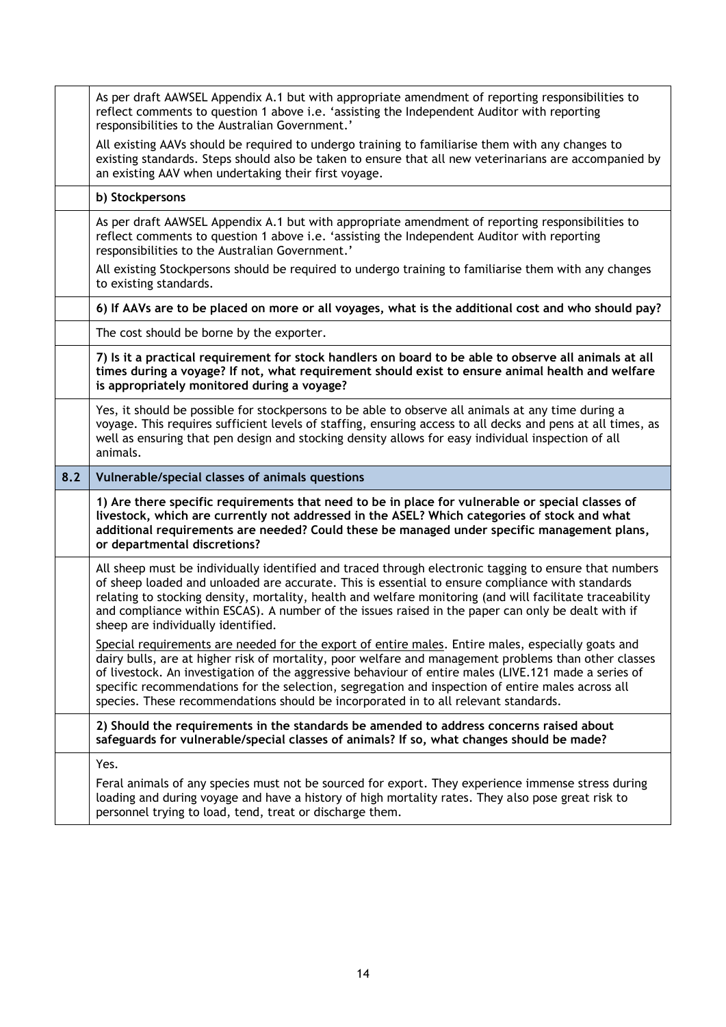| | |
|---|---|
| | As per draft AAWSEL Appendix A.1 but with appropriate amendment of reporting responsibilities to reflect comments to question 1 above i.e. 'assisting the Independent Auditor with reporting responsibilities to the Australian Government.'<br><br>All existing AAVs should be required to undergo training to familiarise them with any changes to existing standards. Steps should also be taken to ensure that all new veterinarians are accompanied by an existing AAV when undertaking their first voyage. |
| | **b) Stockpersons** |
| | As per draft AAWSEL Appendix A.1 but with appropriate amendment of reporting responsibilities to reflect comments to question 1 above i.e. 'assisting the Independent Auditor with reporting responsibilities to the Australian Government.'<br><br>All existing Stockpersons should be required to undergo training to familiarise them with any changes to existing standards. |
| | **6) If AAVs are to be placed on more or all voyages, what is the additional cost and who should pay?** |
| | The cost should be borne by the exporter. |
| | **7) Is it a practical requirement for stock handlers on board to be able to observe all animals at all times during a voyage? If not, what requirement should exist to ensure animal health and welfare is appropriately monitored during a voyage?** |
| | Yes, it should be possible for stockpersons to be able to observe all animals at any time during a voyage. This requires sufficient levels of staffing, ensuring access to all decks and pens at all times, as well as ensuring that pen design and stocking density allows for easy individual inspection of all animals. |
| **8.2** | **Vulnerable/special classes of animals questions** |
| | **1) Are there specific requirements that need to be in place for vulnerable or special classes of livestock, which are currently not addressed in the ASEL? Which categories of stock and what additional requirements are needed? Could these be managed under specific management plans, or departmental discretions?** |
| | All sheep must be individually identified and traced through electronic tagging to ensure that numbers of sheep loaded and unloaded are accurate. This is essential to ensure compliance with standards relating to stocking density, mortality, health and welfare monitoring (and will facilitate traceability and compliance within ESCAS). A number of the issues raised in the paper can only be dealt with if sheep are individually identified.<br><br><u>Special requirements are needed for the export of entire males</u>. Entire males, especially goats and dairy bulls, are at higher risk of mortality, poor welfare and management problems than other classes of livestock. An investigation of the aggressive behaviour of entire males (LIVE.121 made a series of specific recommendations for the selection, segregation and inspection of entire males across all species. These recommendations should be incorporated in to all relevant standards. |
| | **2) Should the requirements in the standards be amended to address concerns raised about safeguards for vulnerable/special classes of animals? If so, what changes should be made?** |
| | Yes.<br><br>Feral animals of any species must not be sourced for export. They experience immense stress during loading and during voyage and have a history of high mortality rates. They also pose great risk to personnel trying to load, tend, treat or discharge them. |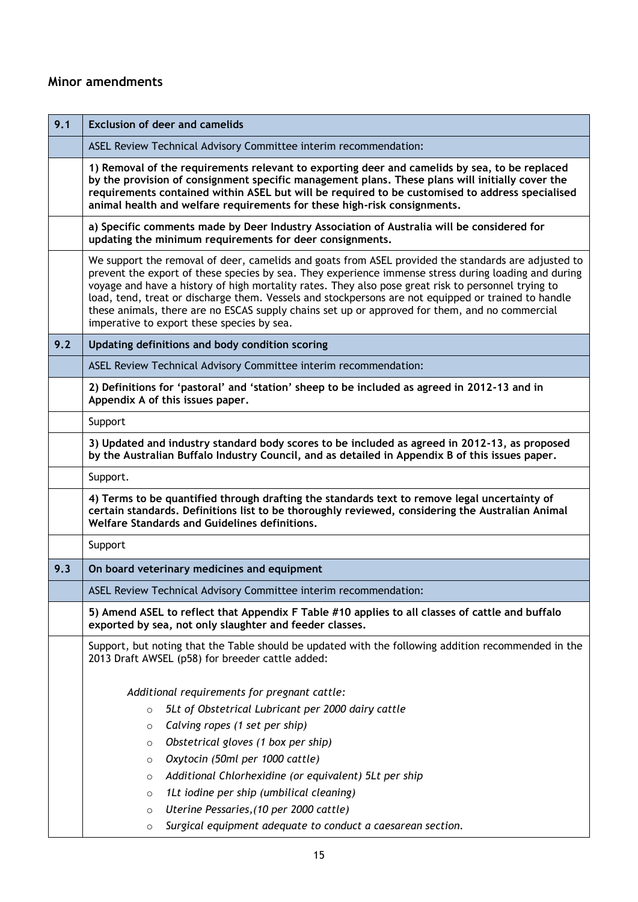## Minor amendments

| 9.1 | **Exclusion of deer and camelids** |
|---|---|
| | ASEL Review Technical Advisory Committee interim recommendation: |
| | **1) Removal of the requirements relevant to exporting deer and camelids by sea, to be replaced by the provision of consignment specific management plans. These plans will initially cover the requirements contained within ASEL but will be required to be customised to address specialised animal health and welfare requirements for these high-risk consignments.** |
| | **a) Specific comments made by Deer Industry Association of Australia will be considered for updating the minimum requirements for deer consignments.** |
| | We support the removal of deer, camelids and goats from ASEL provided the standards are adjusted to prevent the export of these species by sea. They experience immense stress during loading and during voyage and have a history of high mortality rates. They also pose great risk to personnel trying to load, tend, treat or discharge them. Vessels and stockpersons are not equipped or trained to handle these animals, there are no ESCAS supply chains set up or approved for them, and no commercial imperative to export these species by sea. |
| **9.2** | **Updating definitions and body condition scoring** |
| | ASEL Review Technical Advisory Committee interim recommendation: |
| | **2) Definitions for 'pastoral' and 'station' sheep to be included as agreed in 2012-13 and in Appendix A of this issues paper.** |
| | Support |
| | **3) Updated and industry standard body scores to be included as agreed in 2012-13, as proposed by the Australian Buffalo Industry Council, and as detailed in Appendix B of this issues paper.** |
| | Support. |
| | **4) Terms to be quantified through drafting the standards text to remove legal uncertainty of certain standards. Definitions list to be thoroughly reviewed, considering the Australian Animal Welfare Standards and Guidelines definitions.** |
| | Support |
| **9.3** | **On board veterinary medicines and equipment** |
| | ASEL Review Technical Advisory Committee interim recommendation: |
| | **5) Amend ASEL to reflect that Appendix F Table #10 applies to all classes of cattle and buffalo exported by sea, not only slaughter and feeder classes.** |
| | Support, but noting that the Table should be updated with the following addition recommended in the 2013 Draft AWSEL (p58) for breeder cattle added:<br><br>*Additional requirements for pregnant cattle:*<br>- *5Lt of Obstetrical Lubricant per 2000 dairy cattle*<br>- *Calving ropes (1 set per ship)*<br>- *Obstetrical gloves (1 box per ship)*<br>- *Oxytocin (50ml per 1000 cattle)*<br>- *Additional Chlorhexidine (or equivalent) 5Lt per ship*<br>- *1Lt iodine per ship (umbilical cleaning)*<br>- *Uterine Pessaries,(10 per 2000 cattle)*<br>- *Surgical equipment adequate to conduct a caesarean section.* |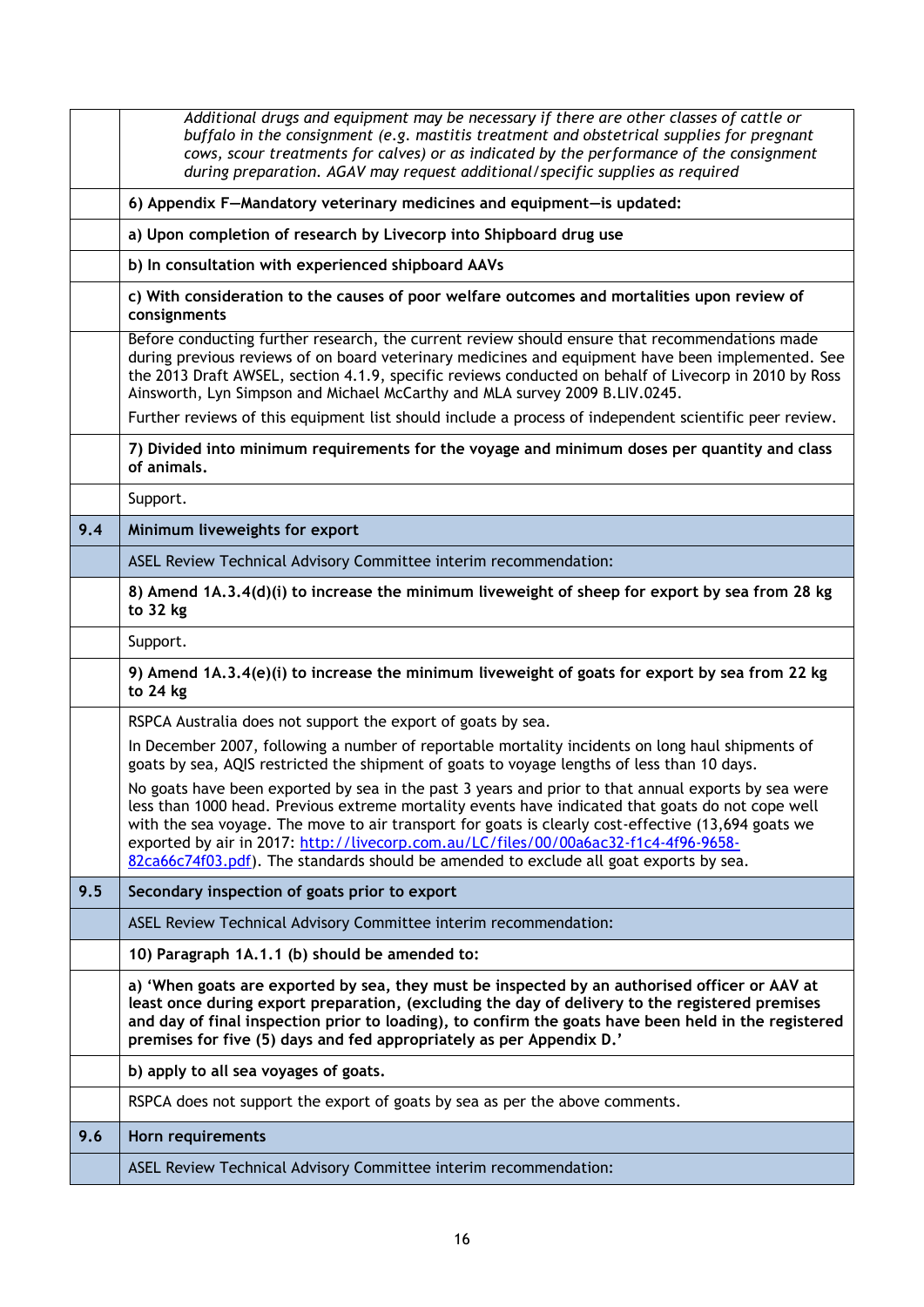| | |
|---|---|
| | *Additional drugs and equipment may be necessary if there are other classes of cattle or buffalo in the consignment (e.g. mastitis treatment and obstetrical supplies for pregnant cows, scour treatments for calves) or as indicated by the performance of the consignment during preparation. AGAV may request additional/specific supplies as required* |
| | **6) Appendix F—Mandatory veterinary medicines and equipment—is updated:** |
| | **a) Upon completion of research by Livecorp into Shipboard drug use** |
| | **b) In consultation with experienced shipboard AAVs** |
| | **c) With consideration to the causes of poor welfare outcomes and mortalities upon review of consignments** |
| | Before conducting further research, the current review should ensure that recommendations made during previous reviews of on board veterinary medicines and equipment have been implemented. See the 2013 Draft AWSEL, section 4.1.9, specific reviews conducted on behalf of Livecorp in 2010 by Ross Ainsworth, Lyn Simpson and Michael McCarthy and MLA survey 2009 B.LIV.0245.<br><br>Further reviews of this equipment list should include a process of independent scientific peer review. |
| | **7) Divided into minimum requirements for the voyage and minimum doses per quantity and class of animals.** |
| | Support. |
| **9.4** | **Minimum liveweights for export** |
| | ASEL Review Technical Advisory Committee interim recommendation: |
| | **8) Amend 1A.3.4(d)(i) to increase the minimum liveweight of sheep for export by sea from 28 kg to 32 kg** |
| | Support. |
| | **9) Amend 1A.3.4(e)(i) to increase the minimum liveweight of goats for export by sea from 22 kg to 24 kg** |
| | RSPCA Australia does not support the export of goats by sea.<br><br>In December 2007, following a number of reportable mortality incidents on long haul shipments of goats by sea, AQIS restricted the shipment of goats to voyage lengths of less than 10 days.<br><br>No goats have been exported by sea in the past 3 years and prior to that annual exports by sea were less than 1000 head. Previous extreme mortality events have indicated that goats do not cope well with the sea voyage. The move to air transport for goats is clearly cost-effective (13,694 goats we exported by air in 2017: [http://livecorp.com.au/LC/files/00/00a6ac32-f1c4-4f96-9658-82ca66c74f03.pdf](http://livecorp.com.au/LC/files/00/00a6ac32-f1c4-4f96-9658-82ca66c74f03.pdf)). The standards should be amended to exclude all goat exports by sea. |
| **9.5** | **Secondary inspection of goats prior to export** |
| | ASEL Review Technical Advisory Committee interim recommendation: |
| | **10) Paragraph 1A.1.1 (b) should be amended to:** |
| | **a) 'When goats are exported by sea, they must be inspected by an authorised officer or AAV at least once during export preparation, (excluding the day of delivery to the registered premises and day of final inspection prior to loading), to confirm the goats have been held in the registered premises for five (5) days and fed appropriately as per Appendix D.'** |
| | **b) apply to all sea voyages of goats.** |
| | RSPCA does not support the export of goats by sea as per the above comments. |
| **9.6** | **Horn requirements** |
| | ASEL Review Technical Advisory Committee interim recommendation: |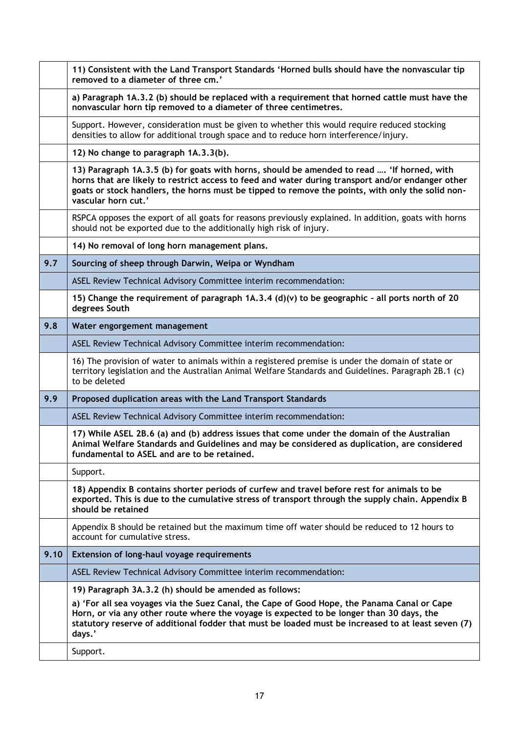| | |
|---|---|
| | **11) Consistent with the Land Transport Standards 'Horned bulls should have the nonvascular tip removed to a diameter of three cm.'** |
| | **a) Paragraph 1A.3.2 (b) should be replaced with a requirement that horned cattle must have the nonvascular horn tip removed to a diameter of three centimetres.** |
| | Support. However, consideration must be given to whether this would require reduced stocking densities to allow for additional trough space and to reduce horn interference/injury. |
| | **12) No change to paragraph 1A.3.3(b).** |
| | **13) Paragraph 1A.3.5 (b) for goats with horns, should be amended to read …. 'If horned, with horns that are likely to restrict access to feed and water during transport and/or endanger other goats or stock handlers, the horns must be tipped to remove the points, with only the solid non-vascular horn cut.'** |
| | RSPCA opposes the export of all goats for reasons previously explained. In addition, goats with horns should not be exported due to the additionally high risk of injury. |
| | **14) No removal of long horn management plans.** |
| **9.7** | **Sourcing of sheep through Darwin, Weipa or Wyndham** |
| | ASEL Review Technical Advisory Committee interim recommendation: |
| | **15) Change the requirement of paragraph 1A.3.4 (d)(v) to be geographic – all ports north of 20 degrees South** |
| **9.8** | **Water engorgement management** |
| | ASEL Review Technical Advisory Committee interim recommendation: |
| | 16) The provision of water to animals within a registered premise is under the domain of state or territory legislation and the Australian Animal Welfare Standards and Guidelines. Paragraph 2B.1 (c) to be deleted |
| **9.9** | **Proposed duplication areas with the Land Transport Standards** |
| | ASEL Review Technical Advisory Committee interim recommendation: |
| | **17) While ASEL 2B.6 (a) and (b) address issues that come under the domain of the Australian Animal Welfare Standards and Guidelines and may be considered as duplication, are considered fundamental to ASEL and are to be retained.** |
| | Support. |
| | **18) Appendix B contains shorter periods of curfew and travel before rest for animals to be exported. This is due to the cumulative stress of transport through the supply chain. Appendix B should be retained** |
| | Appendix B should be retained but the maximum time off water should be reduced to 12 hours to account for cumulative stress. |
| **9.10** | **Extension of long-haul voyage requirements** |
| | ASEL Review Technical Advisory Committee interim recommendation: |
| | **19) Paragraph 3A.3.2 (h) should be amended as follows:**<br>**a) 'For all sea voyages via the Suez Canal, the Cape of Good Hope, the Panama Canal or Cape Horn, or via any other route where the voyage is expected to be longer than 30 days, the statutory reserve of additional fodder that must be loaded must be increased to at least seven (7) days.'** |
| | Support. |